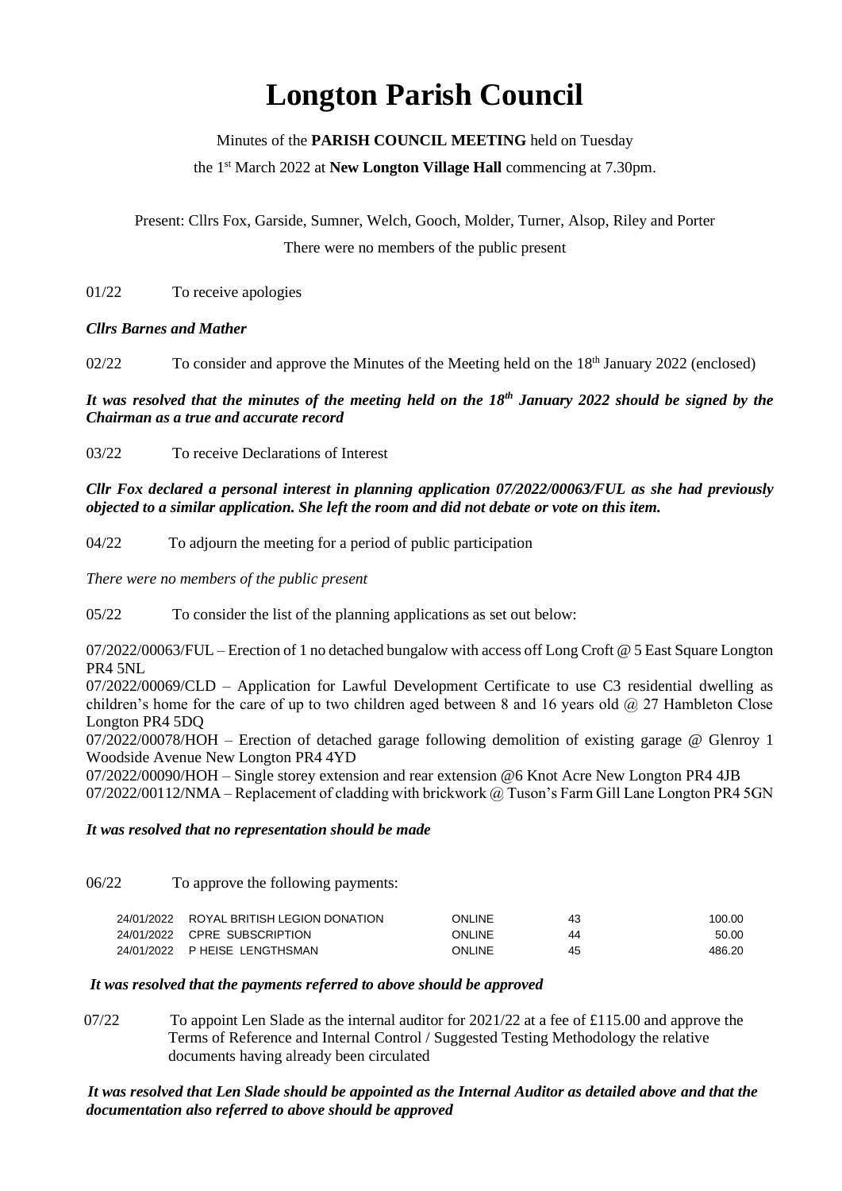# Longton Parish Council

Minutes of the **PARISH COUNCIL MEETING** held on Tuesday

the 1st March 2022 at **New Longton Village Hall** commencing at 7.30pm.

Present: Cllrs Fox, Garside, Sumner, Welch, Gooch, Molder, Turner, Alsop, Riley and Porter

There were no members of the public present

01/22 To receive apologies

***Cllrs Barnes and Mather***

02/22 To consider and approve the Minutes of the Meeting held on the 18th January 2022 (enclosed)

***It was resolved that the minutes of the meeting held on the 18th January 2022 should be signed by the Chairman as a true and accurate record***

03/22 To receive Declarations of Interest

***Cllr Fox declared a personal interest in planning application 07/2022/00063/FUL as she had previously objected to a similar application. She left the room and did not debate or vote on this item.***

04/22 To adjourn the meeting for a period of public participation

*There were no members of the public present*

05/22 To consider the list of the planning applications as set out below:

07/2022/00063/FUL – Erection of 1 no detached bungalow with access off Long Croft @ 5 East Square Longton PR4 5NL

07/2022/00069/CLD – Application for Lawful Development Certificate to use C3 residential dwelling as children's home for the care of up to two children aged between 8 and 16 years old @ 27 Hambleton Close Longton PR4 5DQ

07/2022/00078/HOH – Erection of detached garage following demolition of existing garage @ Glenroy 1 Woodside Avenue New Longton PR4 4YD

07/2022/00090/HOH – Single storey extension and rear extension @6 Knot Acre New Longton PR4 4JB

07/2022/00112/NMA – Replacement of cladding with brickwork @ Tuson's Farm Gill Lane Longton PR4 5GN

***It was resolved that no representation should be made***

06/22 To approve the following payments:

| | | | | |
|---|---|---|---|---|
| 24/01/2022 | ROYAL BRITISH LEGION DONATION | ONLINE | 43 | 100.00 |
| 24/01/2022 | CPRE SUBSCRIPTION | ONLINE | 44 | 50.00 |
| 24/01/2022 | P HEISE LENGTHSMAN | ONLINE | 45 | 486.20 |

***It was resolved that the payments referred to above should be approved***

07/22 To appoint Len Slade as the internal auditor for 2021/22 at a fee of £115.00 and approve the Terms of Reference and Internal Control / Suggested Testing Methodology the relative documents having already been circulated

***It was resolved that Len Slade should be appointed as the Internal Auditor as detailed above and that the documentation also referred to above should be approved***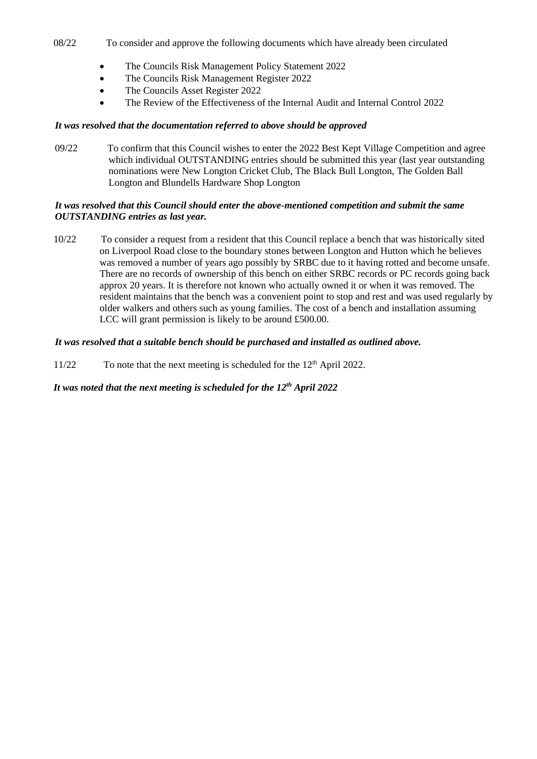08/22 To consider and approve the following documents which have already been circulated

- The Councils Risk Management Policy Statement 2022
- The Councils Risk Management Register 2022
- The Councils Asset Register 2022
- The Review of the Effectiveness of the Internal Audit and Internal Control 2022

***It was resolved that the documentation referred to above should be approved***

09/22 To confirm that this Council wishes to enter the 2022 Best Kept Village Competition and agree which individual OUTSTANDING entries should be submitted this year (last year outstanding nominations were New Longton Cricket Club, The Black Bull Longton, The Golden Ball Longton and Blundells Hardware Shop Longton

***It was resolved that this Council should enter the above-mentioned competition and submit the same OUTSTANDING entries as last year.***

10/22 To consider a request from a resident that this Council replace a bench that was historically sited on Liverpool Road close to the boundary stones between Longton and Hutton which he believes was removed a number of years ago possibly by SRBC due to it having rotted and become unsafe. There are no records of ownership of this bench on either SRBC records or PC records going back approx 20 years. It is therefore not known who actually owned it or when it was removed. The resident maintains that the bench was a convenient point to stop and rest and was used regularly by older walkers and others such as young families. The cost of a bench and installation assuming LCC will grant permission is likely to be around £500.00.

***It was resolved that a suitable bench should be purchased and installed as outlined above.***

11/22 To note that the next meeting is scheduled for the 12th April 2022.

***It was noted that the next meeting is scheduled for the 12th April 2022***